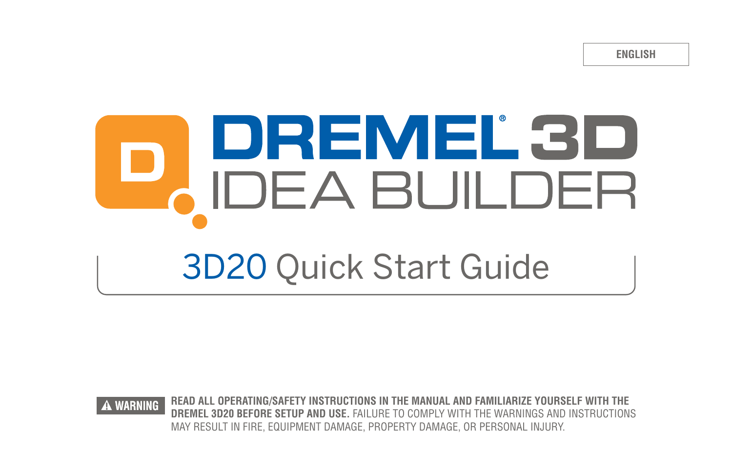ENGLISH

# DREMEL® 3D IDEA BUILDER

## 3D20 Quick Start Guide

**⚠ WARNING** **READ ALL OPERATING/SAFETY INSTRUCTIONS IN THE MANUAL AND FAMILIARIZE YOURSELF WITH THE DREMEL 3D20 BEFORE SETUP AND USE.** FAILURE TO COMPLY WITH THE WARNINGS AND INSTRUCTIONS MAY RESULT IN FIRE, EQUIPMENT DAMAGE, PROPERTY DAMAGE, OR PERSONAL INJURY.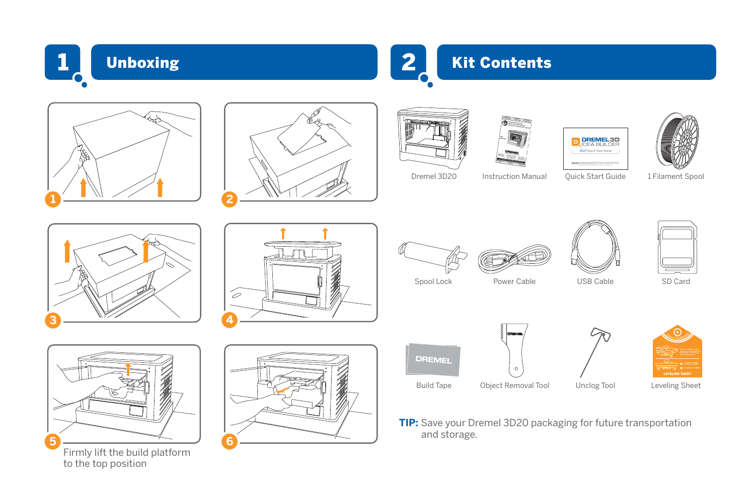## 1 Unboxing

1

2

3

4

5 Firmly lift the build platform to the top position

6

## 2 Kit Contents

- Dremel 3D20
- Instruction Manual
- Quick Start Guide
- 1 Filament Spool
- Spool Lock
- Power Cable
- USB Cable
- SD Card
- Build Tape
- Object Removal Tool
- Unclog Tool
- Leveling Sheet

**TIP:** Save your Dremel 3D20 packaging for future transportation and storage.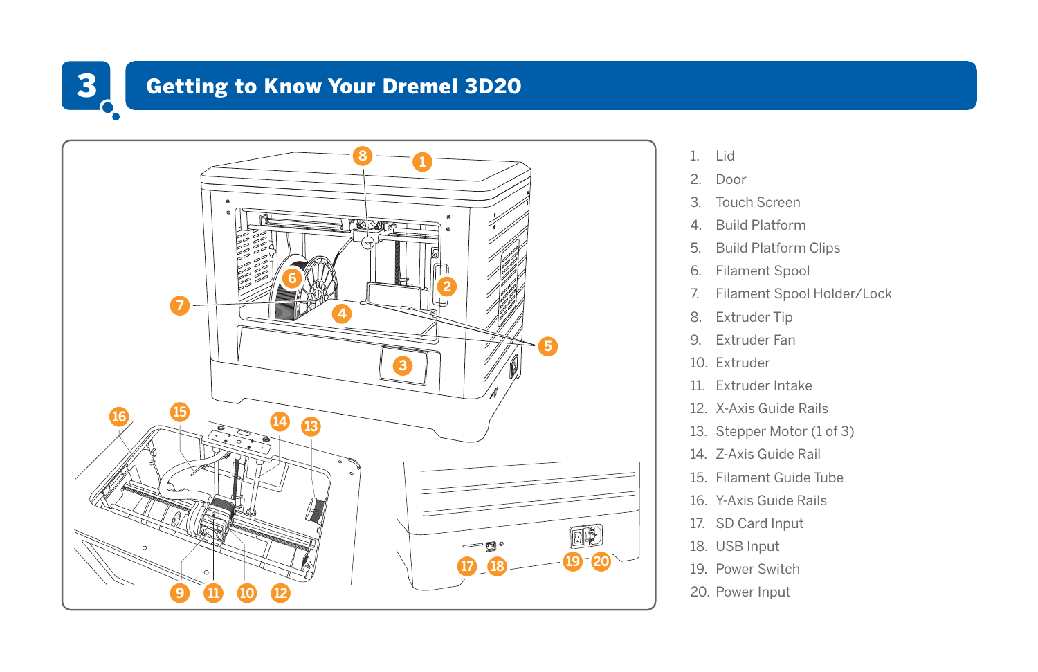# 3 Getting to Know Your Dremel 3D20

1. Lid
2. Door
3. Touch Screen
4. Build Platform
5. Build Platform Clips
6. Filament Spool
7. Filament Spool Holder/Lock
8. Extruder Tip
9. Extruder Fan
10. Extruder
11. Extruder Intake
12. X-Axis Guide Rails
13. Stepper Motor (1 of 3)
14. Z-Axis Guide Rail
15. Filament Guide Tube
16. Y-Axis Guide Rails
17. SD Card Input
18. USB Input
19. Power Switch
20. Power Input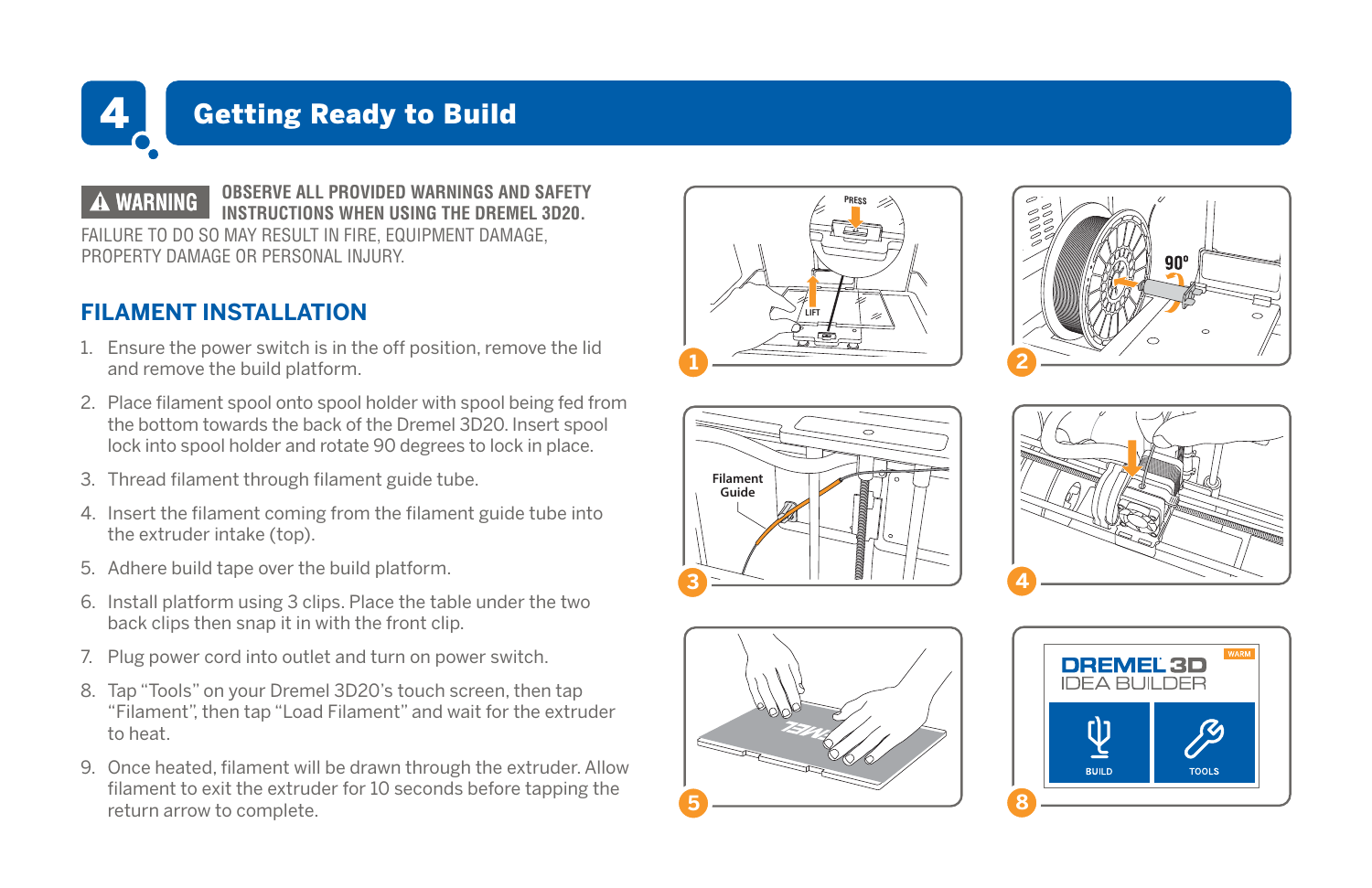# 4 Getting Ready to Build

**⚠ WARNING** **OBSERVE ALL PROVIDED WARNINGS AND SAFETY INSTRUCTIONS WHEN USING THE DREMEL 3D20.** FAILURE TO DO SO MAY RESULT IN FIRE, EQUIPMENT DAMAGE, PROPERTY DAMAGE OR PERSONAL INJURY.

## FILAMENT INSTALLATION

1. Ensure the power switch is in the off position, remove the lid and remove the build platform.
2. Place filament spool onto spool holder with spool being fed from the bottom towards the back of the Dremel 3D20. Insert spool lock into spool holder and rotate 90 degrees to lock in place.
3. Thread filament through filament guide tube.
4. Insert the filament coming from the filament guide tube into the extruder intake (top).
5. Adhere build tape over the build platform.
6. Install platform using 3 clips. Place the table under the two back clips then snap it in with the front clip.
7. Plug power cord into outlet and turn on power switch.
8. Tap "Tools" on your Dremel 3D20's touch screen, then tap "Filament", then tap "Load Filament" and wait for the extruder to heat.
9. Once heated, filament will be drawn through the extruder. Allow filament to exit the extruder for 10 seconds before tapping the return arrow to complete.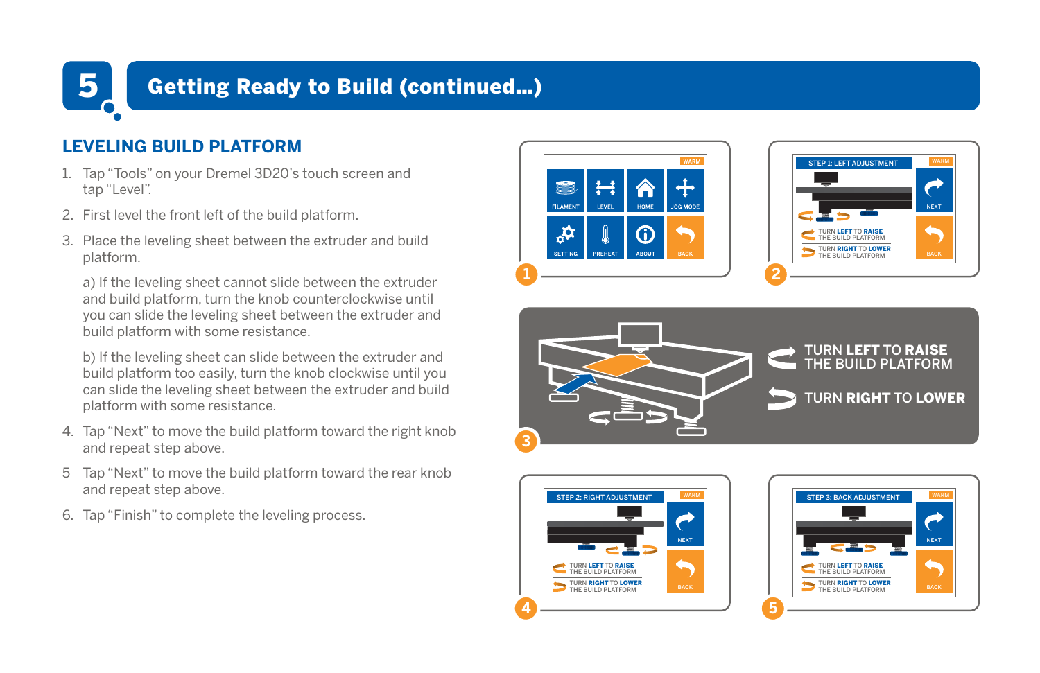# 5 Getting Ready to Build (continued...)

## LEVELING BUILD PLATFORM

1. Tap “Tools” on your Dremel 3D20’s touch screen and tap “Level”.
2. First level the front left of the build platform.
3. Place the leveling sheet between the extruder and build platform.

   a) If the leveling sheet cannot slide between the extruder and build platform, turn the knob counterclockwise until you can slide the leveling sheet between the extruder and build platform with some resistance.

   b) If the leveling sheet can slide between the extruder and build platform too easily, turn the knob clockwise until you can slide the leveling sheet between the extruder and build platform with some resistance.
4. Tap “Next” to move the build platform toward the right knob and repeat step above.
5. Tap “Next” to move the build platform toward the rear knob and repeat step above.
6. Tap “Finish” to complete the leveling process.

TURN **LEFT** TO **RAISE** THE BUILD PLATFORM

TURN **RIGHT** TO **LOWER**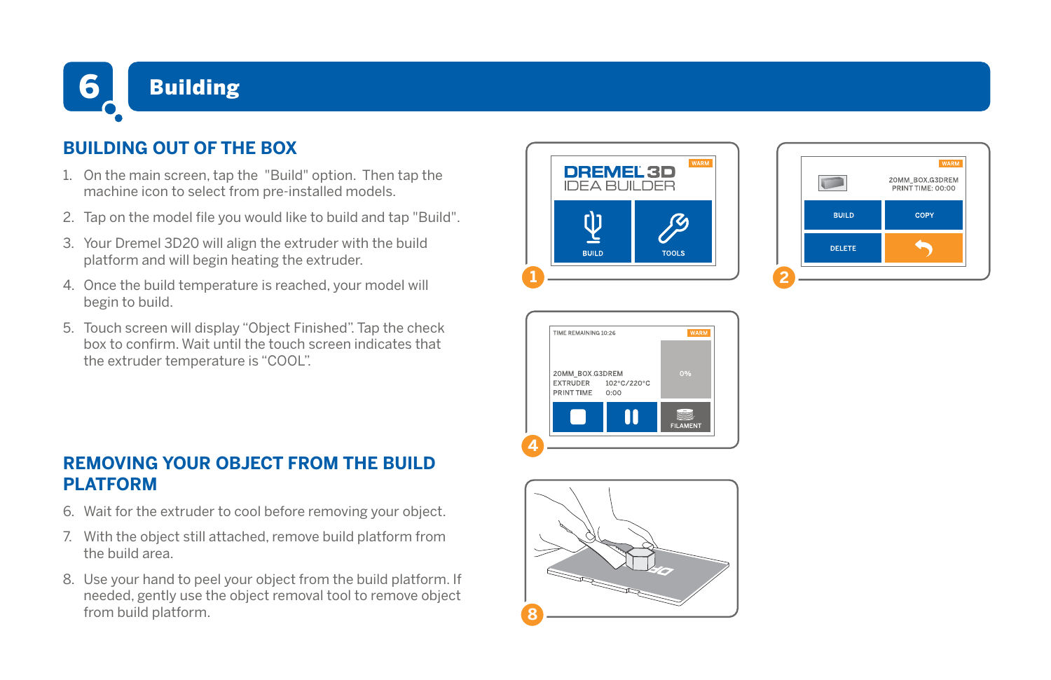# 6 Building

## BUILDING OUT OF THE BOX

1. On the main screen, tap the "Build" option. Then tap the machine icon to select from pre-installed models.
2. Tap on the model file you would like to build and tap "Build".
3. Your Dremel 3D20 will align the extruder with the build platform and will begin heating the extruder.
4. Once the build temperature is reached, your model will begin to build.
5. Touch screen will display “Object Finished”. Tap the check box to confirm. Wait until the touch screen indicates that the extruder temperature is “COOL”.

## REMOVING YOUR OBJECT FROM THE BUILD PLATFORM

6. Wait for the extruder to cool before removing your object.
7. With the object still attached, remove build platform from the build area.
8. Use your hand to peel your object from the build platform. If needed, gently use the object removal tool to remove object from build platform.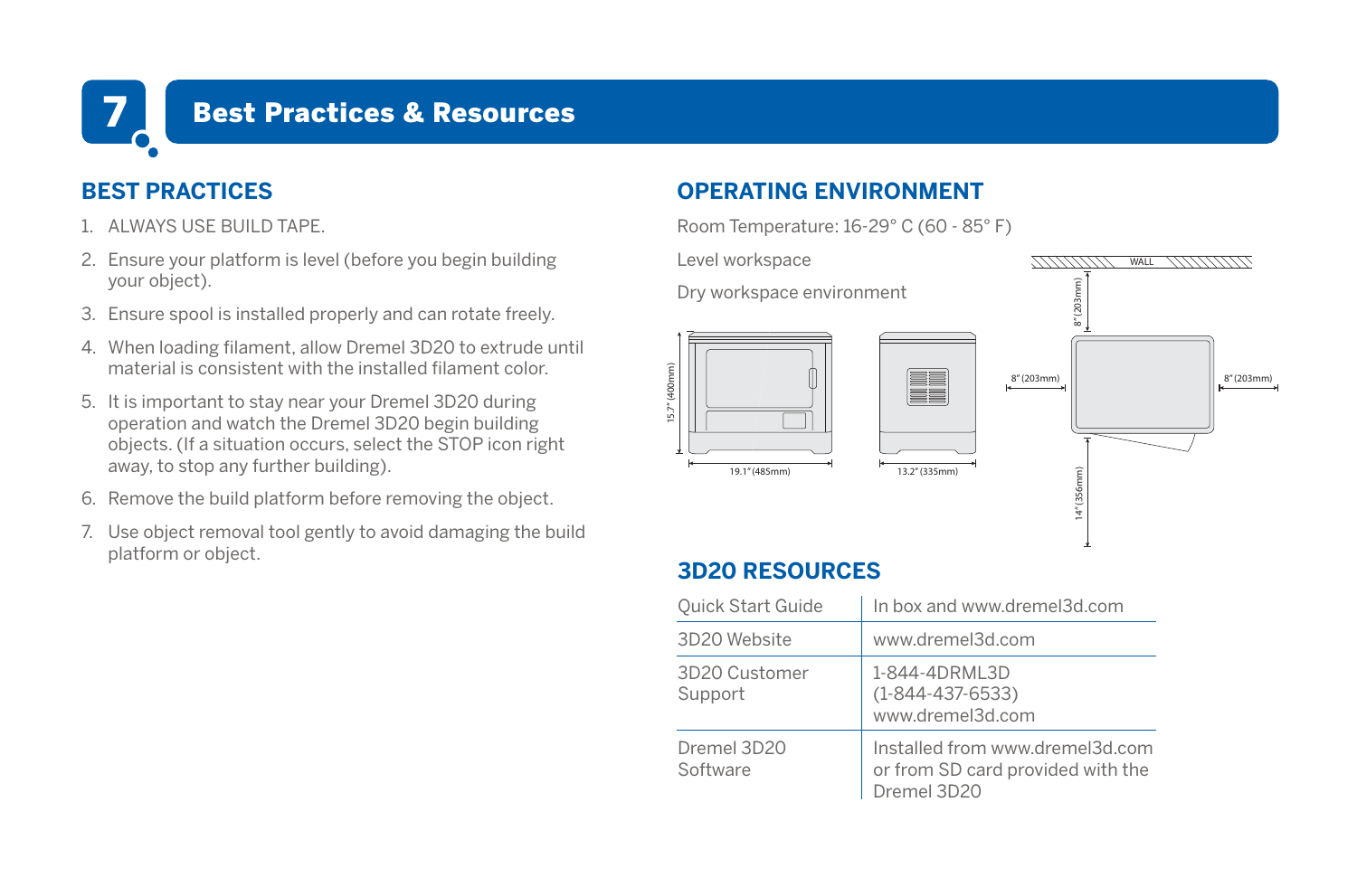# 7 Best Practices & Resources

## BEST PRACTICES

1. ALWAYS USE BUILD TAPE.
2. Ensure your platform is level (before you begin building your object).
3. Ensure spool is installed properly and can rotate freely.
4. When loading filament, allow Dremel 3D20 to extrude until material is consistent with the installed filament color.
5. It is important to stay near your Dremel 3D20 during operation and watch the Dremel 3D20 begin building objects. (If a situation occurs, select the STOP icon right away, to stop any further building).
6. Remove the build platform before removing the object.
7. Use object removal tool gently to avoid damaging the build platform or object.

## OPERATING ENVIRONMENT

Room Temperature: 16-29° C (60 - 85° F)

Level workspace

Dry workspace environment

15.7" (400mm)

19.1" (485mm)

13.2" (335mm)

WALL

8" (203mm)

8" (203mm)

8" (203mm)

14" (356mm)

## 3D20 RESOURCES

| | |
|---|---|
| Quick Start Guide | In box and www.dremel3d.com |
| 3D20 Website | www.dremel3d.com |
| 3D20 Customer Support | 1-844-4DRML3D (1-844-437-6533) www.dremel3d.com |
| Dremel 3D20 Software | Installed from www.dremel3d.com or from SD card provided with the Dremel 3D20 |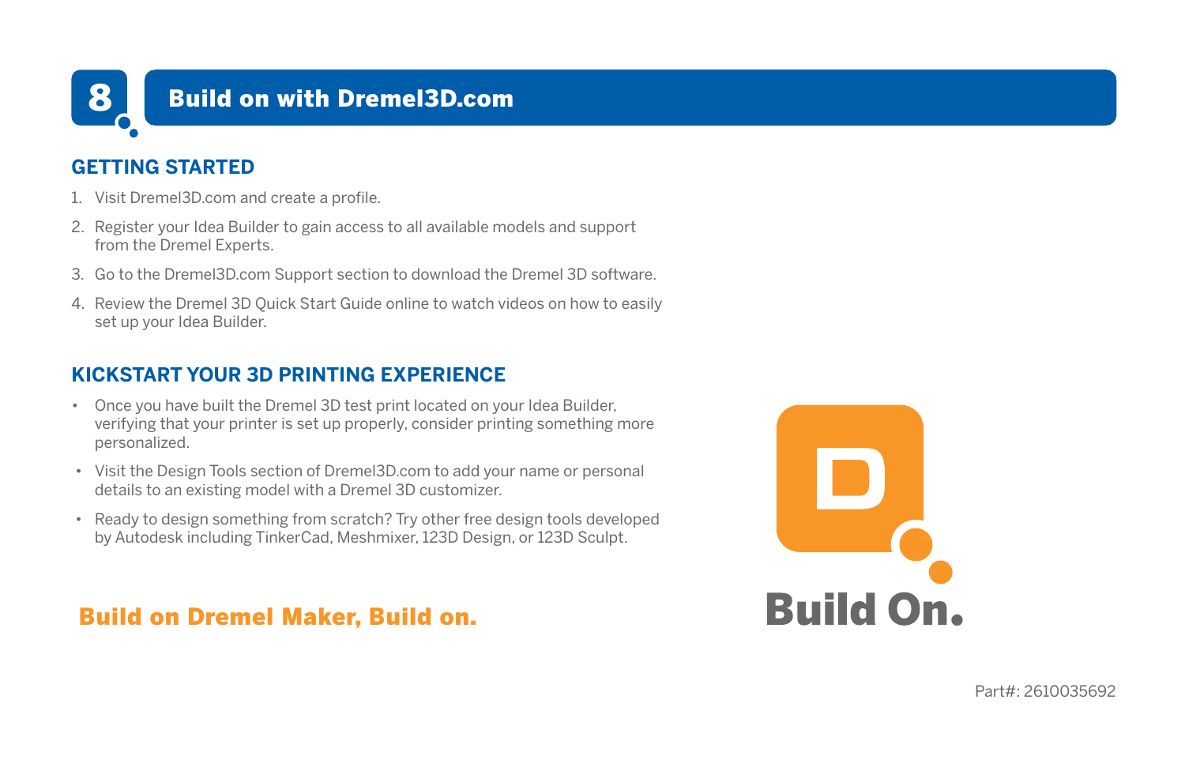## 8 Build on with Dremel3D.com

### GETTING STARTED

1. Visit Dremel3D.com and create a profile.
2. Register your Idea Builder to gain access to all available models and support from the Dremel Experts.
3. Go to the Dremel3D.com Support section to download the Dremel 3D software.
4. Review the Dremel 3D Quick Start Guide online to watch videos on how to easily set up your Idea Builder.

### KICKSTART YOUR 3D PRINTING EXPERIENCE

- Once you have built the Dremel 3D test print located on your Idea Builder, verifying that your printer is set up properly, consider printing something more personalized.
- Visit the Design Tools section of Dremel3D.com to add your name or personal details to an existing model with a Dremel 3D customizer.
- Ready to design something from scratch? Try other free design tools developed by Autodesk including TinkerCad, Meshmixer, 123D Design, or 123D Sculpt.

**Build on Dremel Maker, Build on.**

D

Build On.

Part#: 2610035692